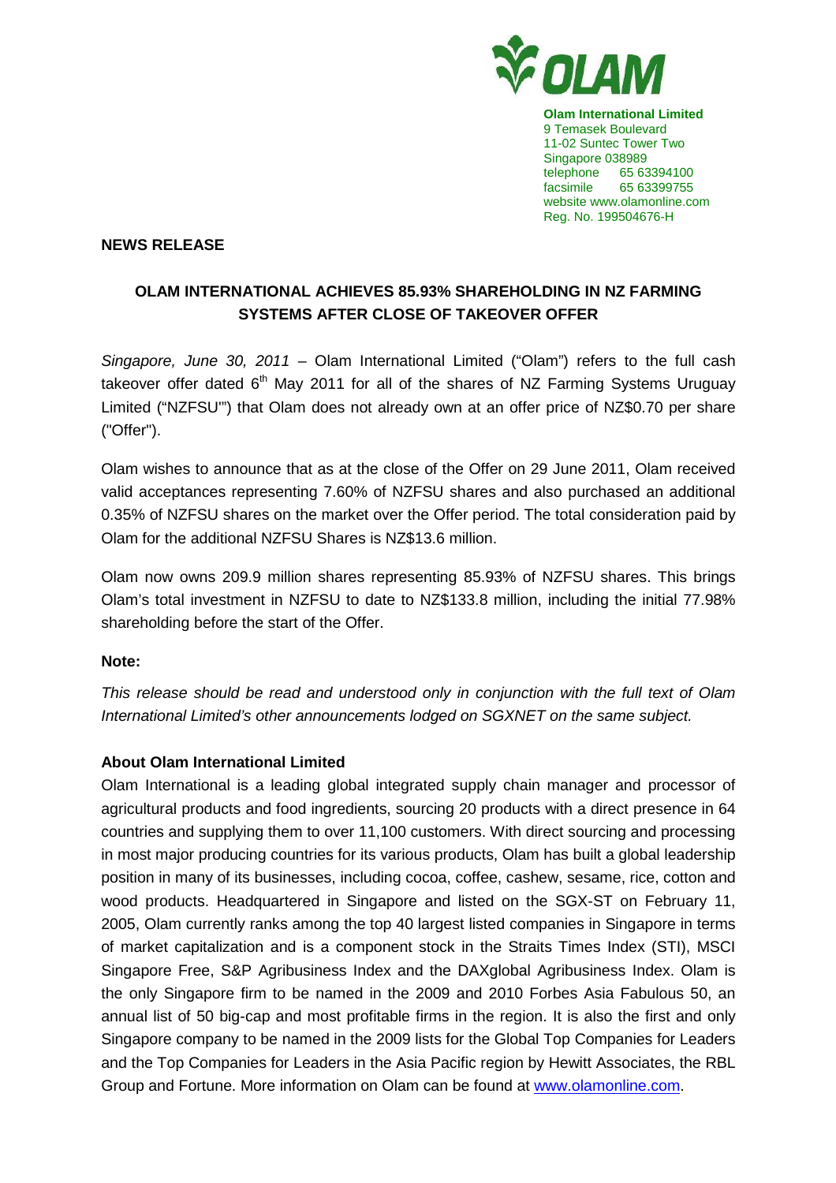**Olam International Limited**
9 Temasek Boulevard
11-02 Suntec Tower Two
Singapore 038989
telephone 65 63394100
facsimile 65 63399755
website www.olamonline.com
Reg. No. 199504676-H

**NEWS RELEASE**

## OLAM INTERNATIONAL ACHIEVES 85.93% SHAREHOLDING IN NZ FARMING SYSTEMS AFTER CLOSE OF TAKEOVER OFFER

*Singapore, June 30, 2011* – Olam International Limited ("Olam") refers to the full cash takeover offer dated 6th May 2011 for all of the shares of NZ Farming Systems Uruguay Limited ("NZFSU"") that Olam does not already own at an offer price of NZ$0.70 per share ("Offer").

Olam wishes to announce that as at the close of the Offer on 29 June 2011, Olam received valid acceptances representing 7.60% of NZFSU shares and also purchased an additional 0.35% of NZFSU shares on the market over the Offer period. The total consideration paid by Olam for the additional NZFSU Shares is NZ$13.6 million.

Olam now owns 209.9 million shares representing 85.93% of NZFSU shares. This brings Olam's total investment in NZFSU to date to NZ$133.8 million, including the initial 77.98% shareholding before the start of the Offer.

**Note:**

*This release should be read and understood only in conjunction with the full text of Olam International Limited's other announcements lodged on SGXNET on the same subject.*

**About Olam International Limited**

Olam International is a leading global integrated supply chain manager and processor of agricultural products and food ingredients, sourcing 20 products with a direct presence in 64 countries and supplying them to over 11,100 customers. With direct sourcing and processing in most major producing countries for its various products, Olam has built a global leadership position in many of its businesses, including cocoa, coffee, cashew, sesame, rice, cotton and wood products. Headquartered in Singapore and listed on the SGX-ST on February 11, 2005, Olam currently ranks among the top 40 largest listed companies in Singapore in terms of market capitalization and is a component stock in the Straits Times Index (STI), MSCI Singapore Free, S&P Agribusiness Index and the DAXglobal Agribusiness Index. Olam is the only Singapore firm to be named in the 2009 and 2010 Forbes Asia Fabulous 50, an annual list of 50 big-cap and most profitable firms in the region. It is also the first and only Singapore company to be named in the 2009 lists for the Global Top Companies for Leaders and the Top Companies for Leaders in the Asia Pacific region by Hewitt Associates, the RBL Group and Fortune. More information on Olam can be found at www.olamonline.com.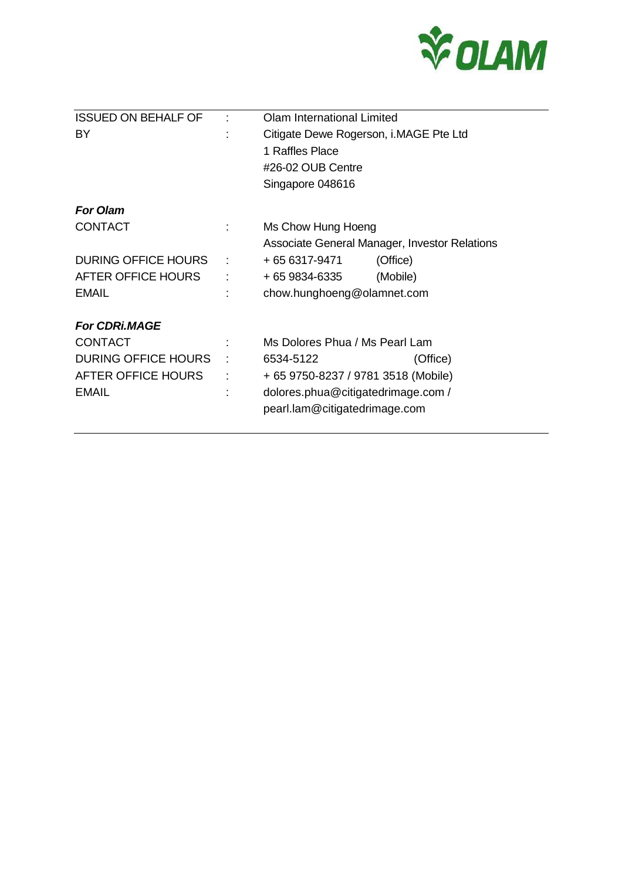| | | |
|---|---|---|
| ISSUED ON BEHALF OF | : | Olam International Limited |
| BY | : | Citigate Dewe Rogerson, i.MAGE Pte Ltd<br>1 Raffles Place<br>#26-02 OUB Centre<br>Singapore 048616 |
| ***For Olam*** | | |
| CONTACT | : | Ms Chow Hung Hoeng<br>Associate General Manager, Investor Relations |
| DURING OFFICE HOURS | : | + 65 6317-9471 (Office) |
| AFTER OFFICE HOURS | : | + 65 9834-6335 (Mobile) |
| EMAIL | : | chow.hunghoeng@olamnet.com |
| ***For CDRi.MAGE*** | | |
| CONTACT | : | Ms Dolores Phua / Ms Pearl Lam |
| DURING OFFICE HOURS | : | 6534-5122 (Office) |
| AFTER OFFICE HOURS | : | + 65 9750-8237 / 9781 3518 (Mobile) |
| EMAIL | : | dolores.phua@citigatedrimage.com /<br>pearl.lam@citigatedrimage.com |